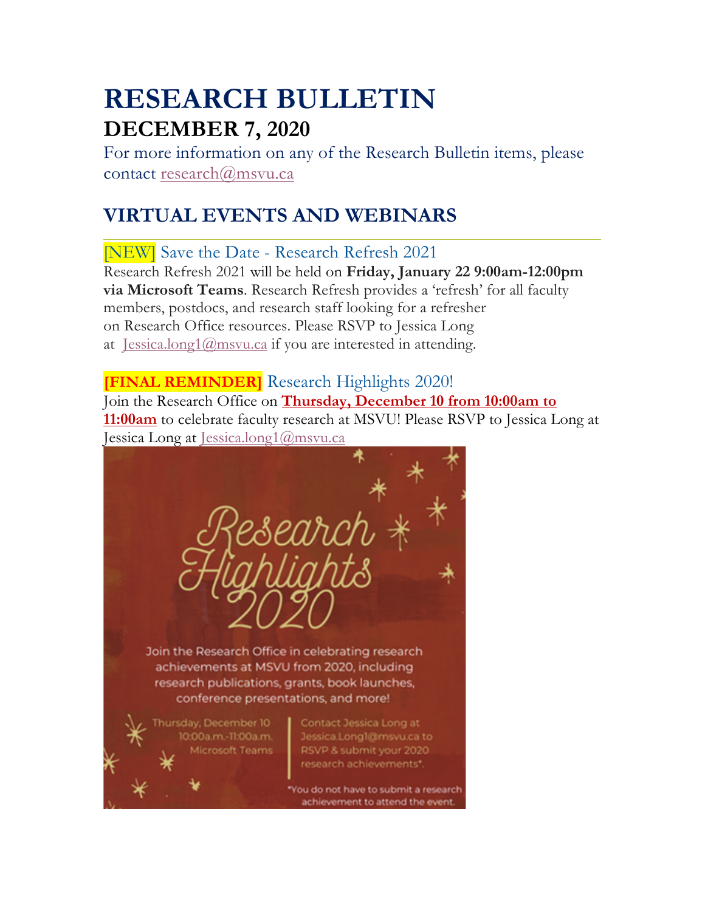# RESEARCH BULLETIN

## DECEMBER 7, 2020

For more information on any of the Research Bulletin items, please contact research@msvu.ca

## VIRTUAL EVENTS AND WEBINARS

### [NEW] Save the Date - Research Refresh 2021

Research Refresh 2021 will be held on **Friday, January 22 9:00am-12:00pm via Microsoft Teams**. Research Refresh provides a 'refresh' for all faculty members, postdocs, and research staff looking for a refresher on Research Office resources. Please RSVP to Jessica Long at Jessica.long1@msvu.ca if you are interested in attending.

### **[FINAL REMINDER]** Research Highlights 2020!

Join the Research Office on **Thursday, December 10 from 10:00am to 11:00am** to celebrate faculty research at MSVU! Please RSVP to Jessica Long at Jessica Long at Jessica.long1@msvu.ca

Research Highlights 2020

Join the Research Office in celebrating research achievements at MSVU from 2020, including research publications, grants, book launches, conference presentations, and more!

Thursday, December 10
10:00a.m.-11:00a.m.
Microsoft Teams

Contact Jessica Long at Jessica.Long1@msvu.ca to RSVP & submit your 2020 research achievements*.

*You do not have to submit a research achievement to attend the event.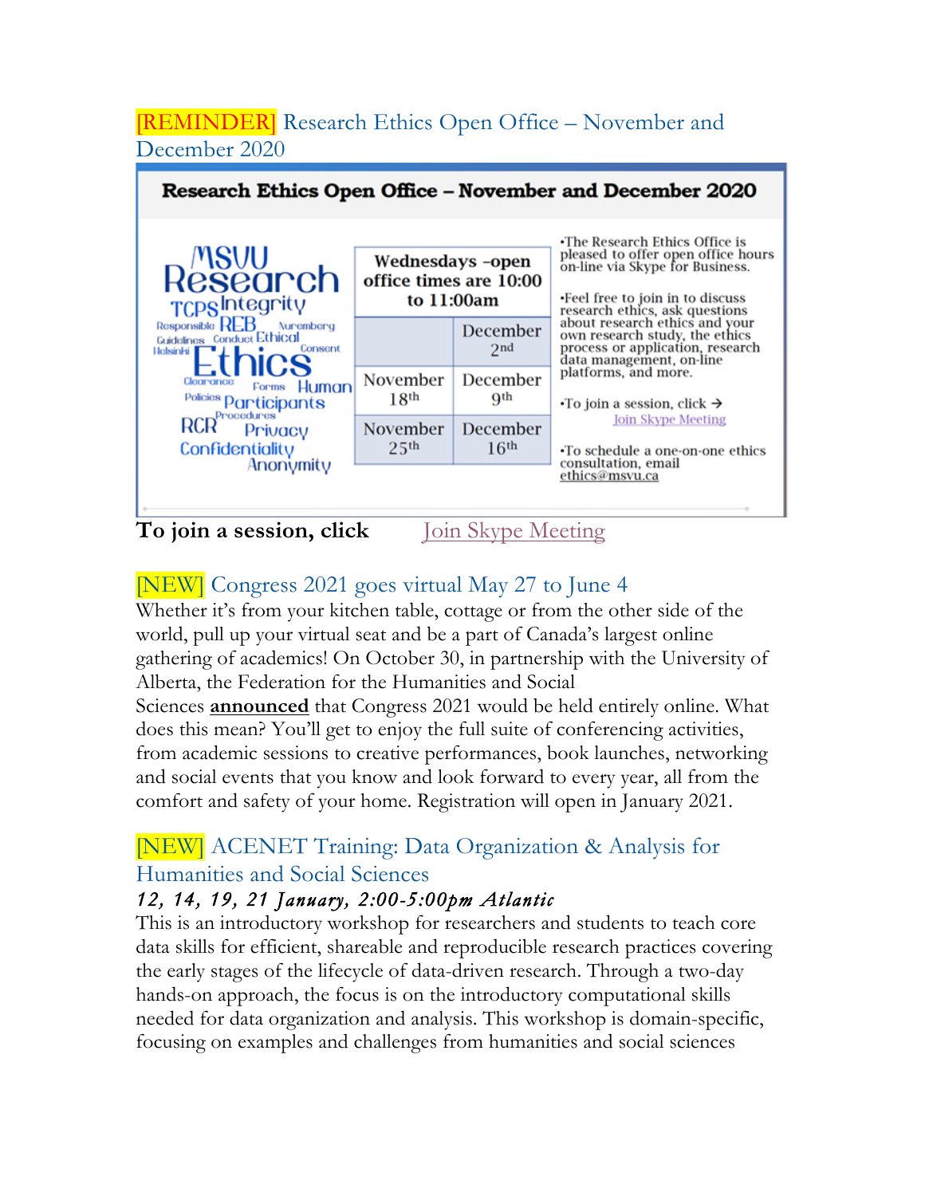## [REMINDER] Research Ethics Open Office – November and December 2020

**Research Ethics Open Office – November and December 2020**

MSVU Research TCPS Integrity Responsible REB Nuremberg Guidelines Conduct Ethical Consent Helsinki Ethics Clearance Forms Human Policies Participants Procedures RCR Privacy Confidentiality Anonymity

| Wednesdays –open office times are 10:00 to 11:00am | |
|---|---|
| | December 2nd |
| November 18th | December 9th |
| November 25th | December 16th |

- The Research Ethics Office is pleased to offer open office hours on-line via Skype for Business.
- Feel free to join in to discuss research ethics, ask questions about research ethics and your own research study, the ethics process or application, research data management, on-line platforms, and more.
- To join a session, click → Join Skype Meeting
- To schedule a one-on-one ethics consultation, email ethics@msvu.ca

**To join a session, click** Join Skype Meeting

## [NEW] Congress 2021 goes virtual May 27 to June 4

Whether it's from your kitchen table, cottage or from the other side of the world, pull up your virtual seat and be a part of Canada's largest online gathering of academics! On October 30, in partnership with the University of Alberta, the Federation for the Humanities and Social Sciences **announced** that Congress 2021 would be held entirely online. What does this mean? You'll get to enjoy the full suite of conferencing activities, from academic sessions to creative performances, book launches, networking and social events that you know and look forward to every year, all from the comfort and safety of your home. Registration will open in January 2021.

## [NEW] ACENET Training: Data Organization & Analysis for Humanities and Social Sciences

*12, 14, 19, 21 January, 2:00-5:00pm Atlantic*

This is an introductory workshop for researchers and students to teach core data skills for efficient, shareable and reproducible research practices covering the early stages of the lifecycle of data-driven research. Through a two-day hands-on approach, the focus is on the introductory computational skills needed for data organization and analysis. This workshop is domain-specific, focusing on examples and challenges from humanities and social sciences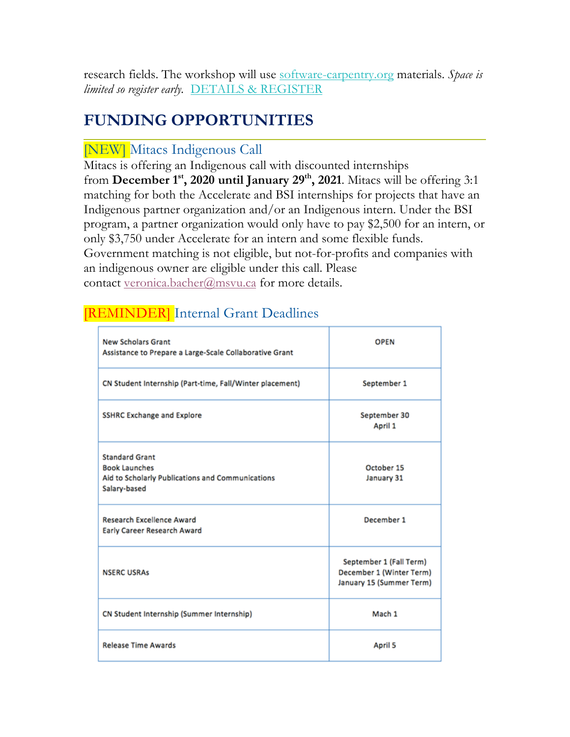research fields. The workshop will use software-carpentry.org materials. *Space is limited so register early.* DETAILS & REGISTER

# FUNDING OPPORTUNITIES

## [NEW] Mitacs Indigenous Call

Mitacs is offering an Indigenous call with discounted internships from **December 1st, 2020 until January 29th, 2021**. Mitacs will be offering 3:1 matching for both the Accelerate and BSI internships for projects that have an Indigenous partner organization and/or an Indigenous intern. Under the BSI program, a partner organization would only have to pay $2,500 for an intern, or only $3,750 under Accelerate for an intern and some flexible funds. Government matching is not eligible, but not-for-profits and companies with an indigenous owner are eligible under this call. Please contact veronica.bacher@msvu.ca for more details.

## [REMINDER] Internal Grant Deadlines

| Grant | Deadline |
|---|---|
| New Scholars Grant<br>Assistance to Prepare a Large-Scale Collaborative Grant | OPEN |
| CN Student Internship (Part-time, Fall/Winter placement) | September 1 |
| SSHRC Exchange and Explore | September 30<br>April 1 |
| Standard Grant<br>Book Launches<br>Aid to Scholarly Publications and Communications<br>Salary-based | October 15<br>January 31 |
| Research Excellence Award<br>Early Career Research Award | December 1 |
| NSERC USRAs | September 1 (Fall Term)<br>December 1 (Winter Term)<br>January 15 (Summer Term) |
| CN Student Internship (Summer Internship) | Mach 1 |
| Release Time Awards | April 5 |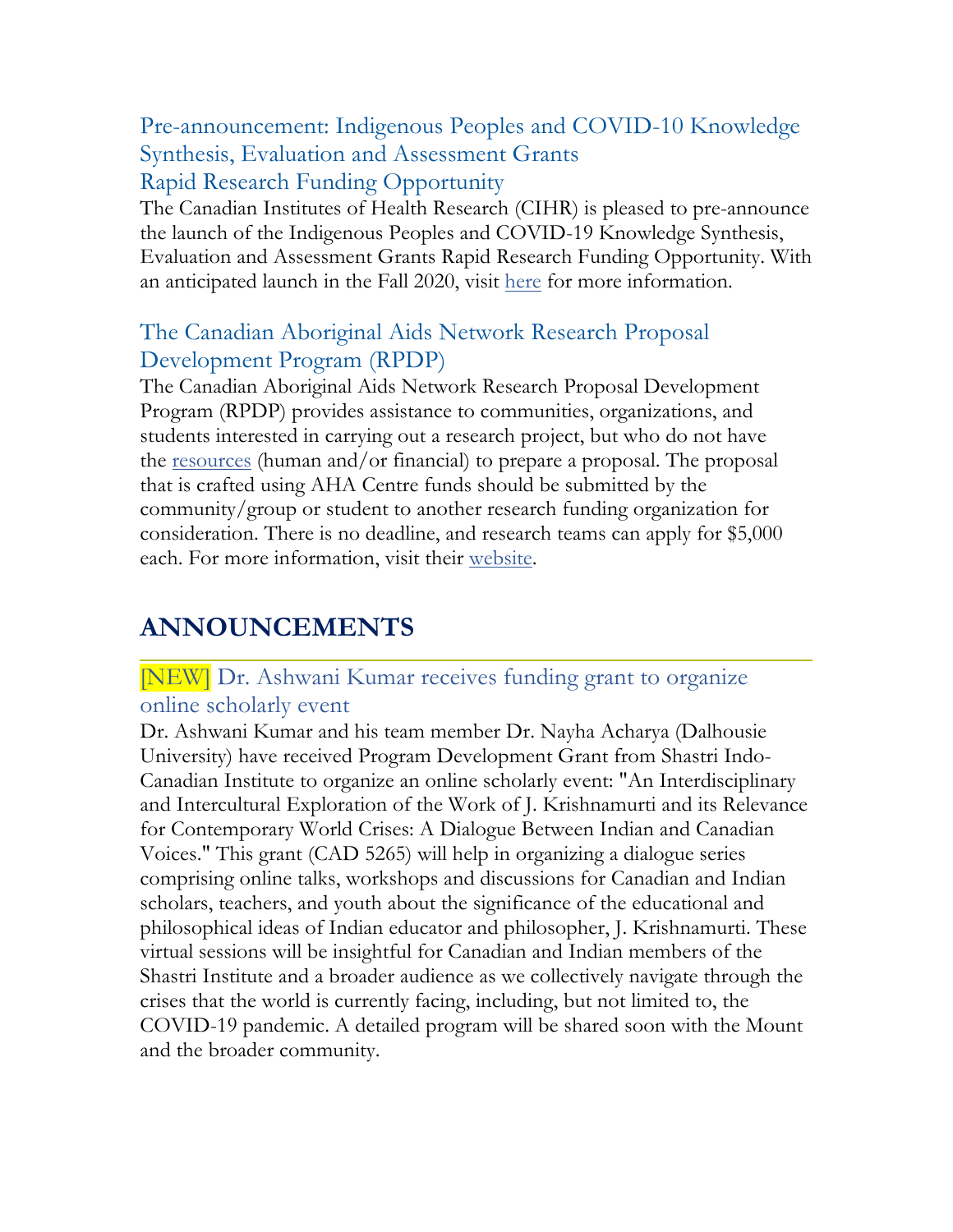### Pre-announcement: Indigenous Peoples and COVID-10 Knowledge Synthesis, Evaluation and Assessment Grants Rapid Research Funding Opportunity

The Canadian Institutes of Health Research (CIHR) is pleased to pre-announce the launch of the Indigenous Peoples and COVID-19 Knowledge Synthesis, Evaluation and Assessment Grants Rapid Research Funding Opportunity. With an anticipated launch in the Fall 2020, visit here for more information.

### The Canadian Aboriginal Aids Network Research Proposal Development Program (RPDP)

The Canadian Aboriginal Aids Network Research Proposal Development Program (RPDP) provides assistance to communities, organizations, and students interested in carrying out a research project, but who do not have the resources (human and/or financial) to prepare a proposal. The proposal that is crafted using AHA Centre funds should be submitted by the community/group or student to another research funding organization for consideration. There is no deadline, and research teams can apply for $5,000 each. For more information, visit their website.

## ANNOUNCEMENTS

### [NEW] Dr. Ashwani Kumar receives funding grant to organize online scholarly event

Dr. Ashwani Kumar and his team member Dr. Nayha Acharya (Dalhousie University) have received Program Development Grant from Shastri Indo-Canadian Institute to organize an online scholarly event: "An Interdisciplinary and Intercultural Exploration of the Work of J. Krishnamurti and its Relevance for Contemporary World Crises: A Dialogue Between Indian and Canadian Voices." This grant (CAD 5265) will help in organizing a dialogue series comprising online talks, workshops and discussions for Canadian and Indian scholars, teachers, and youth about the significance of the educational and philosophical ideas of Indian educator and philosopher, J. Krishnamurti. These virtual sessions will be insightful for Canadian and Indian members of the Shastri Institute and a broader audience as we collectively navigate through the crises that the world is currently facing, including, but not limited to, the COVID-19 pandemic. A detailed program will be shared soon with the Mount and the broader community.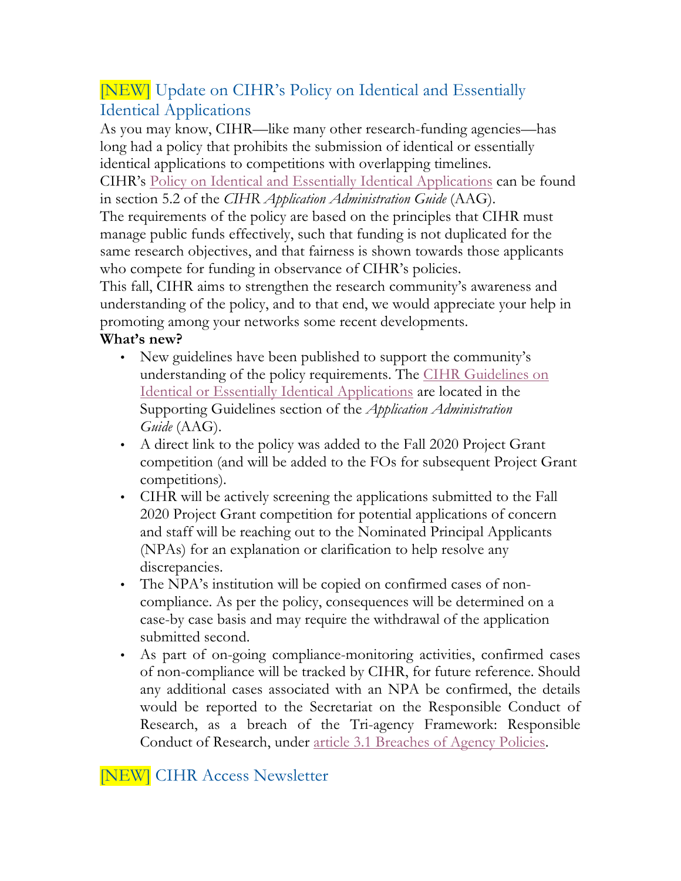## [NEW] Update on CIHR's Policy on Identical and Essentially Identical Applications

As you may know, CIHR—like many other research-funding agencies—has long had a policy that prohibits the submission of identical or essentially identical applications to competitions with overlapping timelines.

CIHR's Policy on Identical and Essentially Identical Applications can be found in section 5.2 of the *CIHR Application Administration Guide* (AAG).

The requirements of the policy are based on the principles that CIHR must manage public funds effectively, such that funding is not duplicated for the same research objectives, and that fairness is shown towards those applicants who compete for funding in observance of CIHR's policies.

This fall, CIHR aims to strengthen the research community's awareness and understanding of the policy, and to that end, we would appreciate your help in promoting among your networks some recent developments.

**What's new?**

- New guidelines have been published to support the community's understanding of the policy requirements. The CIHR Guidelines on Identical or Essentially Identical Applications are located in the Supporting Guidelines section of the *Application Administration Guide* (AAG).
- A direct link to the policy was added to the Fall 2020 Project Grant competition (and will be added to the FOs for subsequent Project Grant competitions).
- CIHR will be actively screening the applications submitted to the Fall 2020 Project Grant competition for potential applications of concern and staff will be reaching out to the Nominated Principal Applicants (NPAs) for an explanation or clarification to help resolve any discrepancies.
- The NPA's institution will be copied on confirmed cases of non-compliance. As per the policy, consequences will be determined on a case-by case basis and may require the withdrawal of the application submitted second.
- As part of on-going compliance-monitoring activities, confirmed cases of non-compliance will be tracked by CIHR, for future reference. Should any additional cases associated with an NPA be confirmed, the details would be reported to the Secretariat on the Responsible Conduct of Research, as a breach of the Tri-agency Framework: Responsible Conduct of Research, under article 3.1 Breaches of Agency Policies.

## [NEW] CIHR Access Newsletter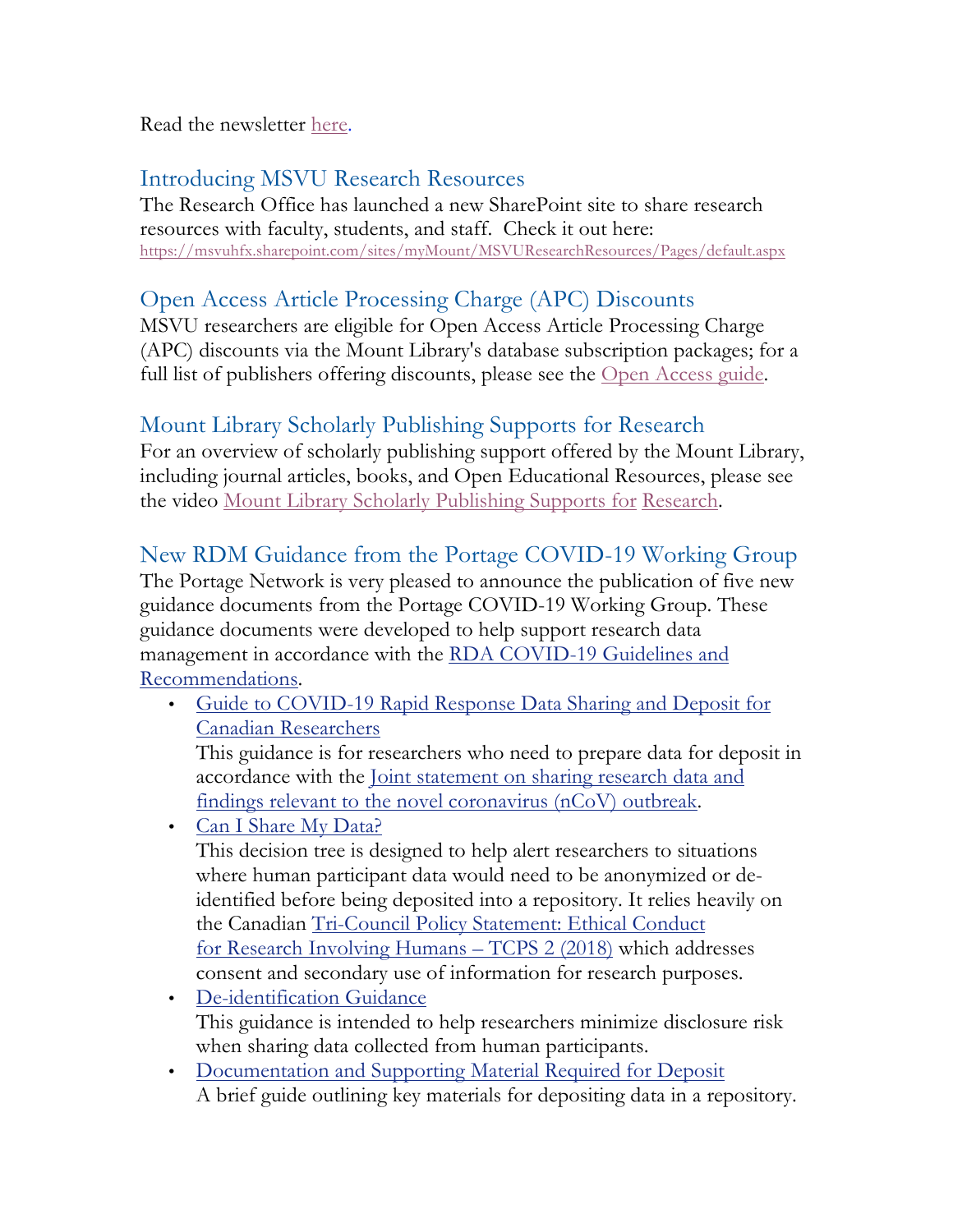Read the newsletter here.

## Introducing MSVU Research Resources

The Research Office has launched a new SharePoint site to share research resources with faculty, students, and staff. Check it out here: https://msvuhfx.sharepoint.com/sites/myMount/MSVUResearchResources/Pages/default.aspx

## Open Access Article Processing Charge (APC) Discounts

MSVU researchers are eligible for Open Access Article Processing Charge (APC) discounts via the Mount Library's database subscription packages; for a full list of publishers offering discounts, please see the Open Access guide.

## Mount Library Scholarly Publishing Supports for Research

For an overview of scholarly publishing support offered by the Mount Library, including journal articles, books, and Open Educational Resources, please see the video Mount Library Scholarly Publishing Supports for Research.

## New RDM Guidance from the Portage COVID-19 Working Group

The Portage Network is very pleased to announce the publication of five new guidance documents from the Portage COVID-19 Working Group. These guidance documents were developed to help support research data management in accordance with the RDA COVID-19 Guidelines and Recommendations.

- Guide to COVID-19 Rapid Response Data Sharing and Deposit for Canadian Researchers
  This guidance is for researchers who need to prepare data for deposit in accordance with the Joint statement on sharing research data and findings relevant to the novel coronavirus (nCoV) outbreak.
- Can I Share My Data?
  This decision tree is designed to help alert researchers to situations where human participant data would need to be anonymized or de-identified before being deposited into a repository. It relies heavily on the Canadian Tri-Council Policy Statement: Ethical Conduct for Research Involving Humans – TCPS 2 (2018) which addresses consent and secondary use of information for research purposes.
- De-identification Guidance
  This guidance is intended to help researchers minimize disclosure risk when sharing data collected from human participants.
- Documentation and Supporting Material Required for Deposit
  A brief guide outlining key materials for depositing data in a repository.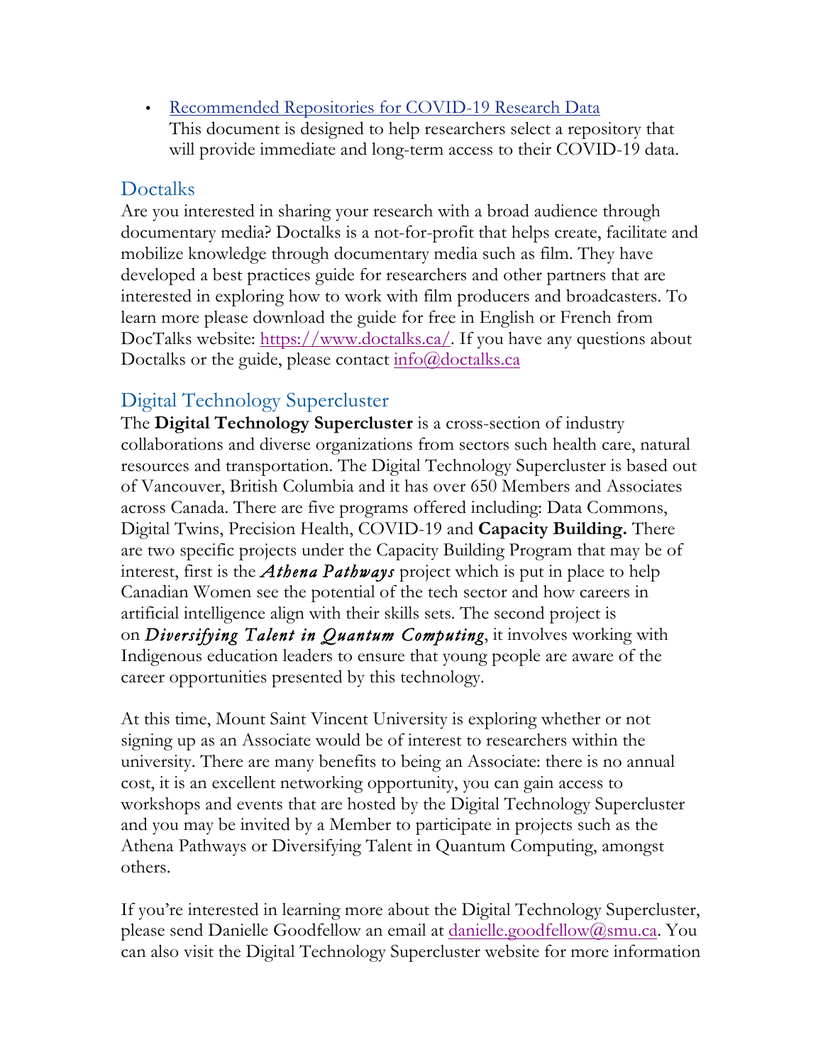- [Recommended Repositories for COVID-19 Research Data](#)
  This document is designed to help researchers select a repository that will provide immediate and long-term access to their COVID-19 data.

## Doctalks

Are you interested in sharing your research with a broad audience through documentary media? Doctalks is a not-for-profit that helps create, facilitate and mobilize knowledge through documentary media such as film. They have developed a best practices guide for researchers and other partners that are interested in exploring how to work with film producers and broadcasters. To learn more please download the guide for free in English or French from DocTalks website: https://www.doctalks.ca/. If you have any questions about Doctalks or the guide, please contact info@doctalks.ca

## Digital Technology Supercluster

The **Digital Technology Supercluster** is a cross-section of industry collaborations and diverse organizations from sectors such health care, natural resources and transportation. The Digital Technology Supercluster is based out of Vancouver, British Columbia and it has over 650 Members and Associates across Canada. There are five programs offered including: Data Commons, Digital Twins, Precision Health, COVID-19 and **Capacity Building.** There are two specific projects under the Capacity Building Program that may be of interest, first is the ***Athena Pathways*** project which is put in place to help Canadian Women see the potential of the tech sector and how careers in artificial intelligence align with their skills sets. The second project is on ***Diversifying Talent in Quantum Computing***, it involves working with Indigenous education leaders to ensure that young people are aware of the career opportunities presented by this technology.

At this time, Mount Saint Vincent University is exploring whether or not signing up as an Associate would be of interest to researchers within the university. There are many benefits to being an Associate: there is no annual cost, it is an excellent networking opportunity, you can gain access to workshops and events that are hosted by the Digital Technology Supercluster and you may be invited by a Member to participate in projects such as the Athena Pathways or Diversifying Talent in Quantum Computing, amongst others.

If you're interested in learning more about the Digital Technology Supercluster, please send Danielle Goodfellow an email at danielle.goodfellow@smu.ca. You can also visit the Digital Technology Supercluster website for more information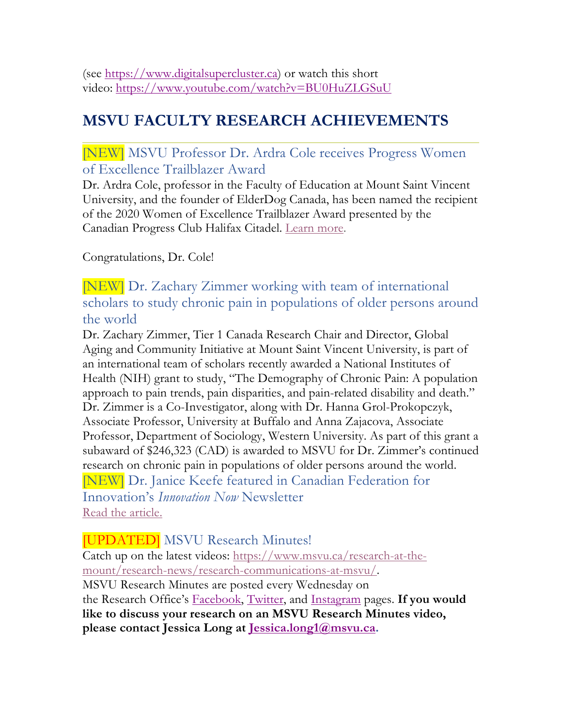(see https://www.digitalsupercluster.ca) or watch this short video: https://www.youtube.com/watch?v=BU0HuZLGSuU

## MSVU FACULTY RESEARCH ACHIEVEMENTS

### [NEW] MSVU Professor Dr. Ardra Cole receives Progress Women of Excellence Trailblazer Award

Dr. Ardra Cole, professor in the Faculty of Education at Mount Saint Vincent University, and the founder of ElderDog Canada, has been named the recipient of the 2020 Women of Excellence Trailblazer Award presented by the Canadian Progress Club Halifax Citadel. Learn more.

Congratulations, Dr. Cole!

### [NEW] Dr. Zachary Zimmer working with team of international scholars to study chronic pain in populations of older persons around the world

Dr. Zachary Zimmer, Tier 1 Canada Research Chair and Director, Global Aging and Community Initiative at Mount Saint Vincent University, is part of an international team of scholars recently awarded a National Institutes of Health (NIH) grant to study, "The Demography of Chronic Pain: A population approach to pain trends, pain disparities, and pain-related disability and death." Dr. Zimmer is a Co-Investigator, along with Dr. Hanna Grol-Prokopczyk, Associate Professor, University at Buffalo and Anna Zajacova, Associate Professor, Department of Sociology, Western University. As part of this grant a subaward of $246,323 (CAD) is awarded to MSVU for Dr. Zimmer's continued research on chronic pain in populations of older persons around the world.

### [NEW] Dr. Janice Keefe featured in Canadian Federation for Innovation's *Innovation Now* Newsletter

Read the article.

### [UPDATED] MSVU Research Minutes!

Catch up on the latest videos: https://www.msvu.ca/research-at-the-mount/research-news/research-communications-at-msvu/.

MSVU Research Minutes are posted every Wednesday on the Research Office's Facebook, Twitter, and Instagram pages. **If you would like to discuss your research on an MSVU Research Minutes video, please contact Jessica Long at Jessica.long1@msvu.ca.**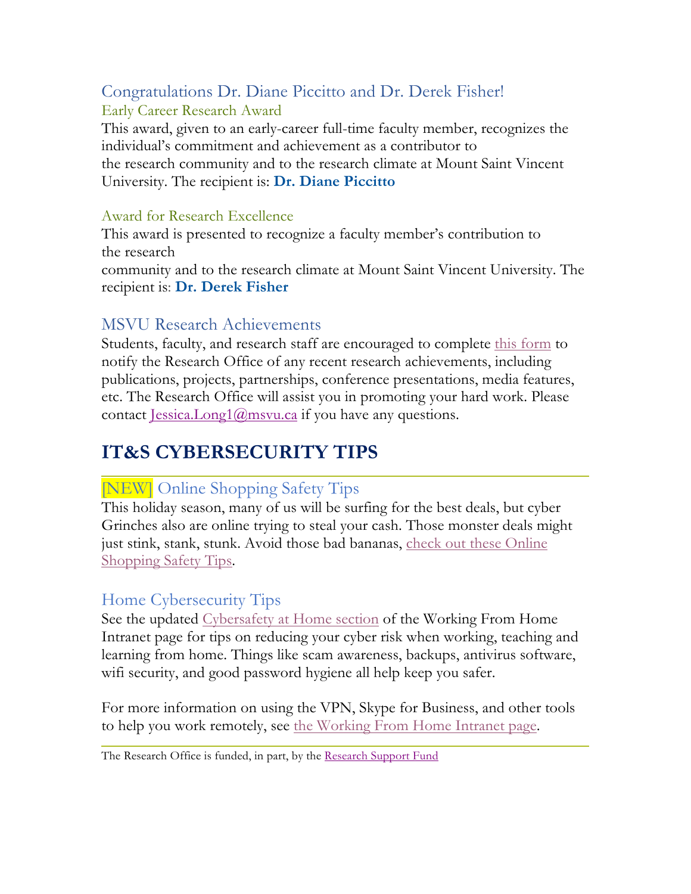## Congratulations Dr. Diane Piccitto and Dr. Derek Fisher!

### Early Career Research Award

This award, given to an early-career full-time faculty member, recognizes the individual's commitment and achievement as a contributor to the research community and to the research climate at Mount Saint Vincent University. The recipient is: **Dr. Diane Piccitto**

### Award for Research Excellence

This award is presented to recognize a faculty member's contribution to the research community and to the research climate at Mount Saint Vincent University. The recipient is: **Dr. Derek Fisher**

## MSVU Research Achievements

Students, faculty, and research staff are encouraged to complete this form to notify the Research Office of any recent research achievements, including publications, projects, partnerships, conference presentations, media features, etc. The Research Office will assist you in promoting your hard work. Please contact Jessica.Long1@msvu.ca if you have any questions.

# IT&S CYBERSECURITY TIPS

## [NEW] Online Shopping Safety Tips

This holiday season, many of us will be surfing for the best deals, but cyber Grinches also are online trying to steal your cash. Those monster deals might just stink, stank, stunk. Avoid those bad bananas, check out these Online Shopping Safety Tips.

## Home Cybersecurity Tips

See the updated Cybersafety at Home section of the Working From Home Intranet page for tips on reducing your cyber risk when working, teaching and learning from home. Things like scam awareness, backups, antivirus software, wifi security, and good password hygiene all help keep you safer.

For more information on using the VPN, Skype for Business, and other tools to help you work remotely, see the Working From Home Intranet page.

The Research Office is funded, in part, by the Research Support Fund